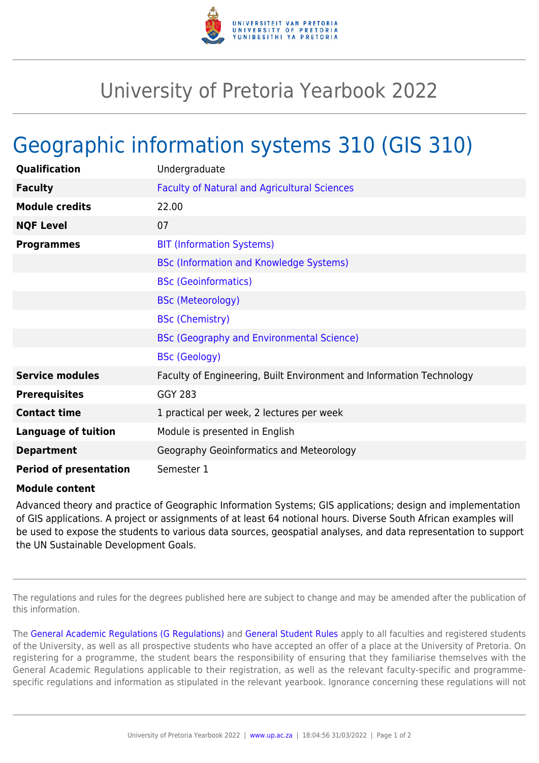# University of Pretoria Yearbook 2022

## Geographic information systems 310 (GIS 310)

| | |
|---|---|
| **Qualification** | Undergraduate |
| **Faculty** | Faculty of Natural and Agricultural Sciences |
| **Module credits** | 22.00 |
| **NQF Level** | 07 |
| **Programmes** | BIT (Information Systems) |
| | BSc (Information and Knowledge Systems) |
| | BSc (Geoinformatics) |
| | BSc (Meteorology) |
| | BSc (Chemistry) |
| | BSc (Geography and Environmental Science) |
| | BSc (Geology) |
| **Service modules** | Faculty of Engineering, Built Environment and Information Technology |
| **Prerequisites** | GGY 283 |
| **Contact time** | 1 practical per week, 2 lectures per week |
| **Language of tuition** | Module is presented in English |
| **Department** | Geography Geoinformatics and Meteorology |
| **Period of presentation** | Semester 1 |

**Module content**

Advanced theory and practice of Geographic Information Systems; GIS applications; design and implementation of GIS applications. A project or assignments of at least 64 notional hours. Diverse South African examples will be used to expose the students to various data sources, geospatial analyses, and data representation to support the UN Sustainable Development Goals.

The regulations and rules for the degrees published here are subject to change and may be amended after the publication of this information.

The General Academic Regulations (G Regulations) and General Student Rules apply to all faculties and registered students of the University, as well as all prospective students who have accepted an offer of a place at the University of Pretoria. On registering for a programme, the student bears the responsibility of ensuring that they familiarise themselves with the General Academic Regulations applicable to their registration, as well as the relevant faculty-specific and programme-specific regulations and information as stipulated in the relevant yearbook. Ignorance concerning these regulations will not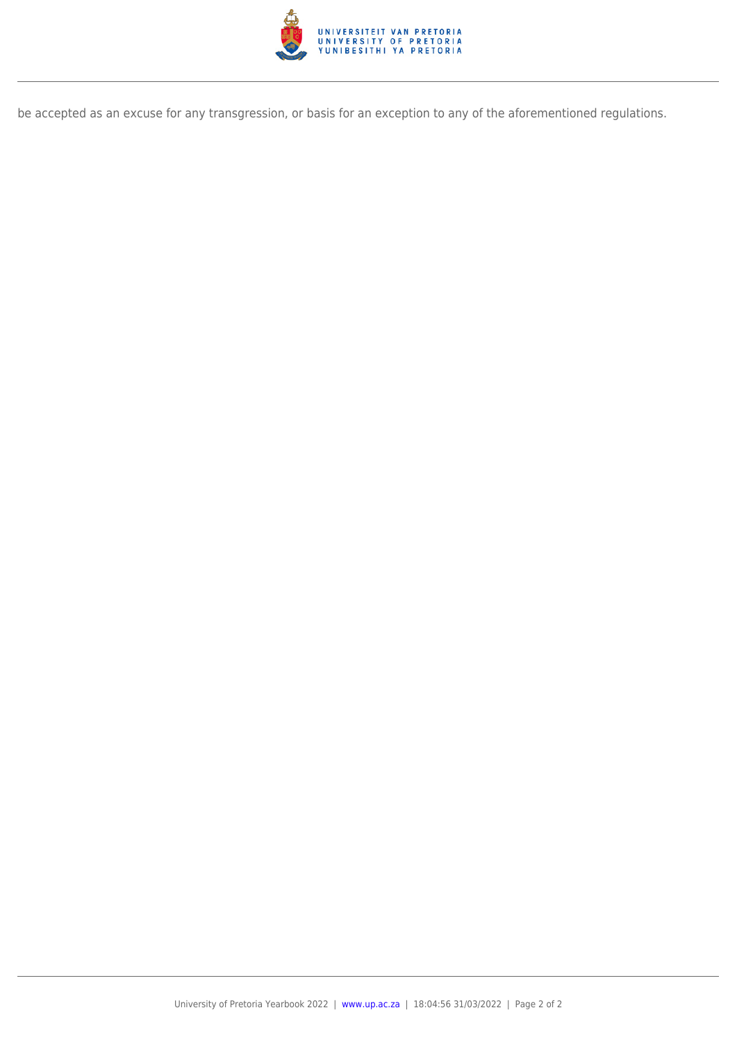be accepted as an excuse for any transgression, or basis for an exception to any of the aforementioned regulations.